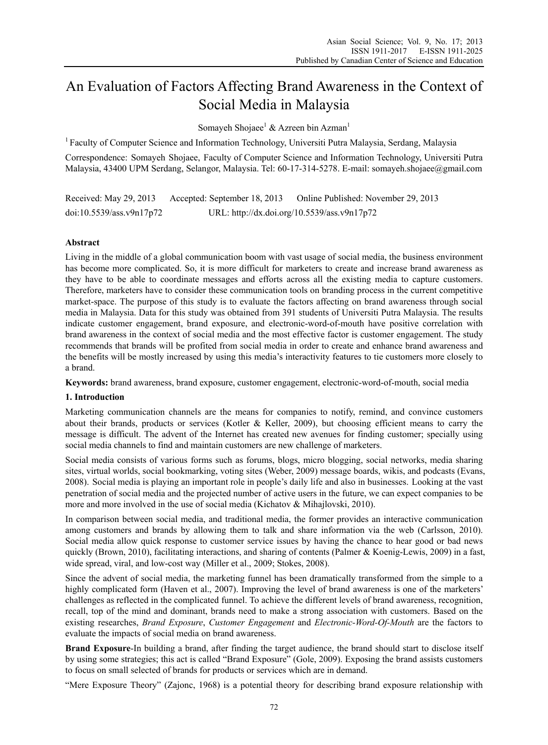# An Evaluation of Factors Affecting Brand Awareness in the Context of Social Media in Malaysia

Somayeh Shojaee[1] & Azreen bin Azman[1]

[1] Faculty of Computer Science and Information Technology, Universiti Putra Malaysia, Serdang, Malaysia

Correspondence: Somayeh Shojaee, Faculty of Computer Science and Information Technology, Universiti Putra Malaysia, 43400 UPM Serdang, Selangor, Malaysia. Tel: 60-17-314-5278. E-mail: somayeh.shojaee@gmail.com

Received: May 29, 2013 Accepted: September 18, 2013 Online Published: November 29, 2013

doi:10.5539/ass.v9n17p72 URL: http://dx.doi.org/10.5539/ass.v9n17p72

## Abstract

Living in the middle of a global communication boom with vast usage of social media, the business environment has become more complicated. So, it is more difficult for marketers to create and increase brand awareness as they have to be able to coordinate messages and efforts across all the existing media to capture customers. Therefore, marketers have to consider these communication tools on branding process in the current competitive market-space. The purpose of this study is to evaluate the factors affecting on brand awareness through social media in Malaysia. Data for this study was obtained from 391 students of Universiti Putra Malaysia. The results indicate customer engagement, brand exposure, and electronic-word-of-mouth have positive correlation with brand awareness in the context of social media and the most effective factor is customer engagement. The study recommends that brands will be profited from social media in order to create and enhance brand awareness and the benefits will be mostly increased by using this media's interactivity features to tie customers more closely to a brand.

**Keywords:** brand awareness, brand exposure, customer engagement, electronic-word-of-mouth, social media

## 1. Introduction

Marketing communication channels are the means for companies to notify, remind, and convince customers about their brands, products or services (Kotler & Keller, 2009), but choosing efficient means to carry the message is difficult. The advent of the Internet has created new avenues for finding customer; specially using social media channels to find and maintain customers are new challenge of marketers.

Social media consists of various forms such as forums, blogs, micro blogging, social networks, media sharing sites, virtual worlds, social bookmarking, voting sites (Weber, 2009) message boards, wikis, and podcasts (Evans, 2008). Social media is playing an important role in people's daily life and also in businesses. Looking at the vast penetration of social media and the projected number of active users in the future, we can expect companies to be more and more involved in the use of social media (Kichatov & Mihajlovski, 2010).

In comparison between social media, and traditional media, the former provides an interactive communication among customers and brands by allowing them to talk and share information via the web (Carlsson, 2010). Social media allow quick response to customer service issues by having the chance to hear good or bad news quickly (Brown, 2010), facilitating interactions, and sharing of contents (Palmer & Koenig-Lewis, 2009) in a fast, wide spread, viral, and low-cost way (Miller et al., 2009; Stokes, 2008).

Since the advent of social media, the marketing funnel has been dramatically transformed from the simple to a highly complicated form (Haven et al., 2007). Improving the level of brand awareness is one of the marketers' challenges as reflected in the complicated funnel. To achieve the different levels of brand awareness, recognition, recall, top of the mind and dominant, brands need to make a strong association with customers. Based on the existing researches, *Brand Exposure*, *Customer Engagement* and *Electronic-Word-Of-Mouth* are the factors to evaluate the impacts of social media on brand awareness.

**Brand Exposure**-In building a brand, after finding the target audience, the brand should start to disclose itself by using some strategies; this act is called "Brand Exposure" (Gole, 2009). Exposing the brand assists customers to focus on small selected of brands for products or services which are in demand.

"Mere Exposure Theory" (Zajonc, 1968) is a potential theory for describing brand exposure relationship with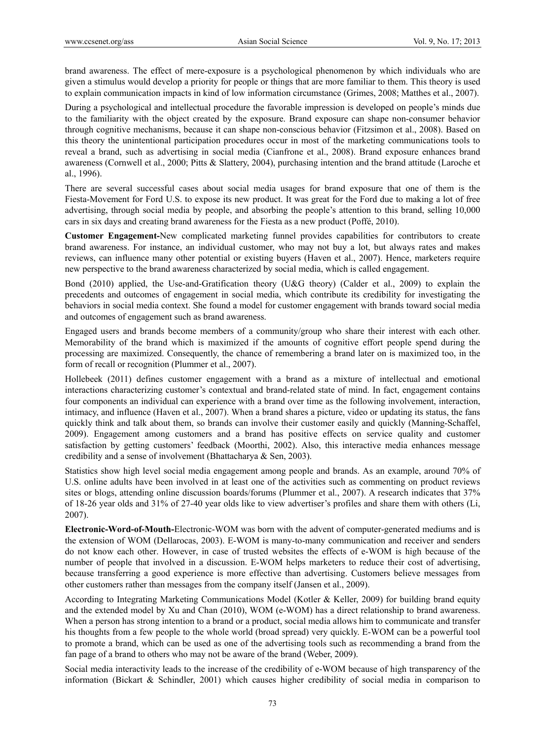brand awareness. The effect of mere-exposure is a psychological phenomenon by which individuals who are given a stimulus would develop a priority for people or things that are more familiar to them. This theory is used to explain communication impacts in kind of low information circumstance (Grimes, 2008; Matthes et al., 2007).

During a psychological and intellectual procedure the favorable impression is developed on people's minds due to the familiarity with the object created by the exposure. Brand exposure can shape non-consumer behavior through cognitive mechanisms, because it can shape non-conscious behavior (Fitzsimon et al., 2008). Based on this theory the unintentional participation procedures occur in most of the marketing communications tools to reveal a brand, such as advertising in social media (Cianfrone et al., 2008). Brand exposure enhances brand awareness (Cornwell et al., 2000; Pitts & Slattery, 2004), purchasing intention and the brand attitude (Laroche et al., 1996).

There are several successful cases about social media usages for brand exposure that one of them is the Fiesta-Movement for Ford U.S. to expose its new product. It was great for the Ford due to making a lot of free advertising, through social media by people, and absorbing the people's attention to this brand, selling 10,000 cars in six days and creating brand awareness for the Fiesta as a new product (Poffé, 2010).

**Customer Engagement-**New complicated marketing funnel provides capabilities for contributors to create brand awareness. For instance, an individual customer, who may not buy a lot, but always rates and makes reviews, can influence many other potential or existing buyers (Haven et al., 2007). Hence, marketers require new perspective to the brand awareness characterized by social media, which is called engagement.

Bond (2010) applied, the Use-and-Gratification theory (U&G theory) (Calder et al., 2009) to explain the precedents and outcomes of engagement in social media, which contribute its credibility for investigating the behaviors in social media context. She found a model for customer engagement with brands toward social media and outcomes of engagement such as brand awareness.

Engaged users and brands become members of a community/group who share their interest with each other. Memorability of the brand which is maximized if the amounts of cognitive effort people spend during the processing are maximized. Consequently, the chance of remembering a brand later on is maximized too, in the form of recall or recognition (Plummer et al., 2007).

Hollebeek (2011) defines customer engagement with a brand as a mixture of intellectual and emotional interactions characterizing customer's contextual and brand-related state of mind. In fact, engagement contains four components an individual can experience with a brand over time as the following involvement, interaction, intimacy, and influence (Haven et al., 2007). When a brand shares a picture, video or updating its status, the fans quickly think and talk about them, so brands can involve their customer easily and quickly (Manning-Schaffel, 2009). Engagement among customers and a brand has positive effects on service quality and customer satisfaction by getting customers' feedback (Moorthi, 2002). Also, this interactive media enhances message credibility and a sense of involvement (Bhattacharya & Sen, 2003).

Statistics show high level social media engagement among people and brands. As an example, around 70% of U.S. online adults have been involved in at least one of the activities such as commenting on product reviews sites or blogs, attending online discussion boards/forums (Plummer et al., 2007). A research indicates that 37% of 18-26 year olds and 31% of 27-40 year olds like to view advertiser's profiles and share them with others (Li, 2007).

**Electronic-Word-of-Mouth-**Electronic-WOM was born with the advent of computer-generated mediums and is the extension of WOM (Dellarocas, 2003). E-WOM is many-to-many communication and receiver and senders do not know each other. However, in case of trusted websites the effects of e-WOM is high because of the number of people that involved in a discussion. E-WOM helps marketers to reduce their cost of advertising, because transferring a good experience is more effective than advertising. Customers believe messages from other customers rather than messages from the company itself (Jansen et al., 2009).

According to Integrating Marketing Communications Model (Kotler & Keller, 2009) for building brand equity and the extended model by Xu and Chan (2010), WOM (e-WOM) has a direct relationship to brand awareness. When a person has strong intention to a brand or a product, social media allows him to communicate and transfer his thoughts from a few people to the whole world (broad spread) very quickly. E-WOM can be a powerful tool to promote a brand, which can be used as one of the advertising tools such as recommending a brand from the fan page of a brand to others who may not be aware of the brand (Weber, 2009).

Social media interactivity leads to the increase of the credibility of e-WOM because of high transparency of the information (Bickart & Schindler, 2001) which causes higher credibility of social media in comparison to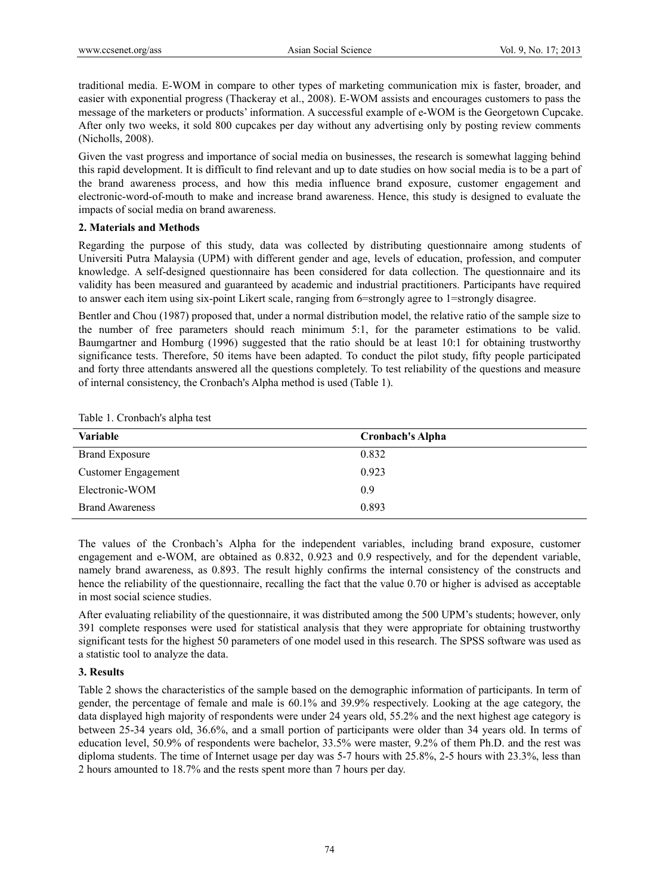traditional media. E-WOM in compare to other types of marketing communication mix is faster, broader, and easier with exponential progress (Thackeray et al., 2008). E-WOM assists and encourages customers to pass the message of the marketers or products' information. A successful example of e-WOM is the Georgetown Cupcake. After only two weeks, it sold 800 cupcakes per day without any advertising only by posting review comments (Nicholls, 2008).

Given the vast progress and importance of social media on businesses, the research is somewhat lagging behind this rapid development. It is difficult to find relevant and up to date studies on how social media is to be a part of the brand awareness process, and how this media influence brand exposure, customer engagement and electronic-word-of-mouth to make and increase brand awareness. Hence, this study is designed to evaluate the impacts of social media on brand awareness.

## 2. Materials and Methods

Regarding the purpose of this study, data was collected by distributing questionnaire among students of Universiti Putra Malaysia (UPM) with different gender and age, levels of education, profession, and computer knowledge. A self-designed questionnaire has been considered for data collection. The questionnaire and its validity has been measured and guaranteed by academic and industrial practitioners. Participants have required to answer each item using six-point Likert scale, ranging from 6=strongly agree to 1=strongly disagree.

Bentler and Chou (1987) proposed that, under a normal distribution model, the relative ratio of the sample size to the number of free parameters should reach minimum 5:1, for the parameter estimations to be valid. Baumgartner and Homburg (1996) suggested that the ratio should be at least 10:1 for obtaining trustworthy significance tests. Therefore, 50 items have been adapted. To conduct the pilot study, fifty people participated and forty three attendants answered all the questions completely. To test reliability of the questions and measure of internal consistency, the Cronbach's Alpha method is used (Table 1).

Table 1. Cronbach's alpha test

| Variable | Cronbach's Alpha |
|---|---|
| Brand Exposure | 0.832 |
| Customer Engagement | 0.923 |
| Electronic-WOM | 0.9 |
| Brand Awareness | 0.893 |

The values of the Cronbach's Alpha for the independent variables, including brand exposure, customer engagement and e-WOM, are obtained as 0.832, 0.923 and 0.9 respectively, and for the dependent variable, namely brand awareness, as 0.893. The result highly confirms the internal consistency of the constructs and hence the reliability of the questionnaire, recalling the fact that the value 0.70 or higher is advised as acceptable in most social science studies.

After evaluating reliability of the questionnaire, it was distributed among the 500 UPM's students; however, only 391 complete responses were used for statistical analysis that they were appropriate for obtaining trustworthy significant tests for the highest 50 parameters of one model used in this research. The SPSS software was used as a statistic tool to analyze the data.

## 3. Results

Table 2 shows the characteristics of the sample based on the demographic information of participants. In term of gender, the percentage of female and male is 60.1% and 39.9% respectively. Looking at the age category, the data displayed high majority of respondents were under 24 years old, 55.2% and the next highest age category is between 25-34 years old, 36.6%, and a small portion of participants were older than 34 years old. In terms of education level, 50.9% of respondents were bachelor, 33.5% were master, 9.2% of them Ph.D. and the rest was diploma students. The time of Internet usage per day was 5-7 hours with 25.8%, 2-5 hours with 23.3%, less than 2 hours amounted to 18.7% and the rests spent more than 7 hours per day.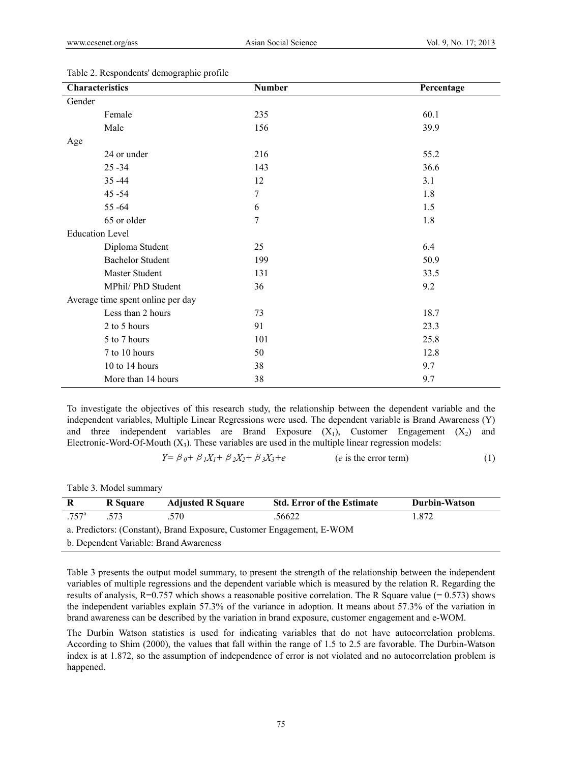Table 2. Respondents' demographic profile

| Characteristics | Number | Percentage |
|---|---|---|
| Gender | | |
| Female | 235 | 60.1 |
| Male | 156 | 39.9 |
| Age | | |
| 24 or under | 216 | 55.2 |
| 25 -34 | 143 | 36.6 |
| 35 -44 | 12 | 3.1 |
| 45 -54 | 7 | 1.8 |
| 55 -64 | 6 | 1.5 |
| 65 or older | 7 | 1.8 |
| Education Level | | |
| Diploma Student | 25 | 6.4 |
| Bachelor Student | 199 | 50.9 |
| Master Student | 131 | 33.5 |
| MPhil/ PhD Student | 36 | 9.2 |
| Average time spent online per day | | |
| Less than 2 hours | 73 | 18.7 |
| 2 to 5 hours | 91 | 23.3 |
| 5 to 7 hours | 101 | 25.8 |
| 7 to 10 hours | 50 | 12.8 |
| 10 to 14 hours | 38 | 9.7 |
| More than 14 hours | 38 | 9.7 |

To investigate the objectives of this research study, the relationship between the dependent variable and the independent variables, Multiple Linear Regressions were used. The dependent variable is Brand Awareness (Y) and three independent variables are Brand Exposure ($X_1$), Customer Engagement ($X_2$) and Electronic-Word-Of-Mouth ($X_3$). These variables are used in the multiple linear regression models:

$$Y = \beta_0 + \beta_1 X_1 + \beta_2 X_2 + \beta_3 X_3 + e \qquad (e \text{ is the error term}) \qquad (1)$$

Table 3. Model summary

| R | R Square | Adjusted R Square | Std. Error of the Estimate | Durbin-Watson |
|---|---|---|---|---|
| .757[a] | .573 | .570 | .56622 | 1.872 |

a. Predictors: (Constant), Brand Exposure, Customer Engagement, E-WOM

b. Dependent Variable: Brand Awareness

Table 3 presents the output model summary, to present the strength of the relationship between the independent variables of multiple regressions and the dependent variable which is measured by the relation R. Regarding the results of analysis, R=0.757 which shows a reasonable positive correlation. The R Square value (= 0.573) shows the independent variables explain 57.3% of the variance in adoption. It means about 57.3% of the variation in brand awareness can be described by the variation in brand exposure, customer engagement and e-WOM.

The Durbin Watson statistics is used for indicating variables that do not have autocorrelation problems. According to Shim (2000), the values that fall within the range of 1.5 to 2.5 are favorable. The Durbin-Watson index is at 1.872, so the assumption of independence of error is not violated and no autocorrelation problem is happened.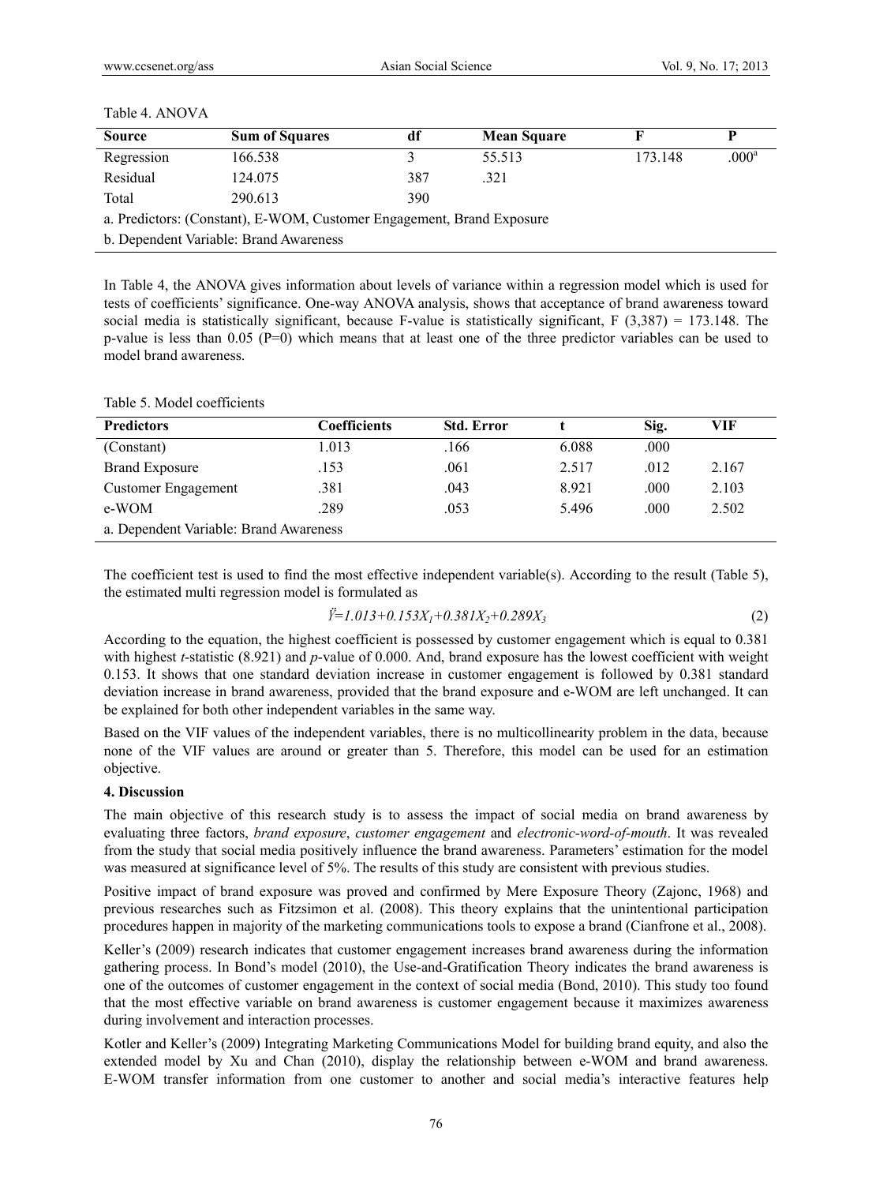Table 4. ANOVA

| Source | Sum of Squares | df | Mean Square | F | P |
|---|---|---|---|---|---|
| Regression | 166.538 | 3 | 55.513 | 173.148 | .000[a] |
| Residual | 124.075 | 387 | .321 | | |
| Total | 290.613 | 390 | | | |

a. Predictors: (Constant), E-WOM, Customer Engagement, Brand Exposure

b. Dependent Variable: Brand Awareness

In Table 4, the ANOVA gives information about levels of variance within a regression model which is used for tests of coefficients' significance. One-way ANOVA analysis, shows that acceptance of brand awareness toward social media is statistically significant, because F-value is statistically significant, $F(3,387) = 173.148$. The p-value is less than 0.05 ($P=0$) which means that at least one of the three predictor variables can be used to model brand awareness.

Table 5. Model coefficients

| Predictors | Coefficients | Std. Error | t | Sig. | VIF |
|---|---|---|---|---|---|
| (Constant) | 1.013 | .166 | 6.088 | .000 | |
| Brand Exposure | .153 | .061 | 2.517 | .012 | 2.167 |
| Customer Engagement | .381 | .043 | 8.921 | .000 | 2.103 |
| e-WOM | .289 | .053 | 5.496 | .000 | 2.502 |

a. Dependent Variable: Brand Awareness

The coefficient test is used to find the most effective independent variable(s). According to the result (Table 5), the estimated multi regression model is formulated as

$$\ddot{Y}=1.013+0.153X_1+0.381X_2+0.289X_3 \quad (2)$$

According to the equation, the highest coefficient is possessed by customer engagement which is equal to 0.381 with highest *t*-statistic (8.921) and *p*-value of 0.000. And, brand exposure has the lowest coefficient with weight 0.153. It shows that one standard deviation increase in customer engagement is followed by 0.381 standard deviation increase in brand awareness, provided that the brand exposure and e-WOM are left unchanged. It can be explained for both other independent variables in the same way.

Based on the VIF values of the independent variables, there is no multicollinearity problem in the data, because none of the VIF values are around or greater than 5. Therefore, this model can be used for an estimation objective.

## 4. Discussion

The main objective of this research study is to assess the impact of social media on brand awareness by evaluating three factors, *brand exposure*, *customer engagement* and *electronic-word-of-mouth*. It was revealed from the study that social media positively influence the brand awareness. Parameters' estimation for the model was measured at significance level of 5%. The results of this study are consistent with previous studies.

Positive impact of brand exposure was proved and confirmed by Mere Exposure Theory (Zajonc, 1968) and previous researches such as Fitzsimon et al. (2008). This theory explains that the unintentional participation procedures happen in majority of the marketing communications tools to expose a brand (Cianfrone et al., 2008).

Keller's (2009) research indicates that customer engagement increases brand awareness during the information gathering process. In Bond's model (2010), the Use-and-Gratification Theory indicates the brand awareness is one of the outcomes of customer engagement in the context of social media (Bond, 2010). This study too found that the most effective variable on brand awareness is customer engagement because it maximizes awareness during involvement and interaction processes.

Kotler and Keller's (2009) Integrating Marketing Communications Model for building brand equity, and also the extended model by Xu and Chan (2010), display the relationship between e-WOM and brand awareness. E-WOM transfer information from one customer to another and social media's interactive features help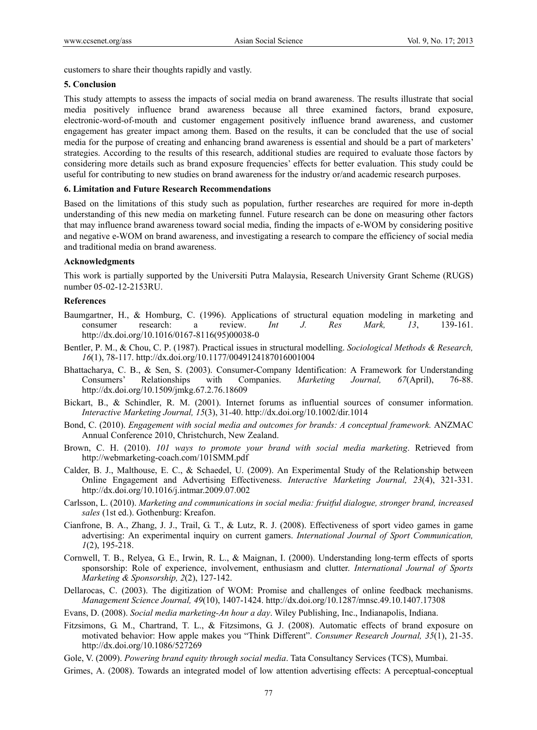customers to share their thoughts rapidly and vastly.

## 5. Conclusion

This study attempts to assess the impacts of social media on brand awareness. The results illustrate that social media positively influence brand awareness because all three examined factors, brand exposure, electronic-word-of-mouth and customer engagement positively influence brand awareness, and customer engagement has greater impact among them. Based on the results, it can be concluded that the use of social media for the purpose of creating and enhancing brand awareness is essential and should be a part of marketers' strategies. According to the results of this research, additional studies are required to evaluate those factors by considering more details such as brand exposure frequencies' effects for better evaluation. This study could be useful for contributing to new studies on brand awareness for the industry or/and academic research purposes.

## 6. Limitation and Future Research Recommendations

Based on the limitations of this study such as population, further researches are required for more in-depth understanding of this new media on marketing funnel. Future research can be done on measuring other factors that may influence brand awareness toward social media, finding the impacts of e-WOM by considering positive and negative e-WOM on brand awareness, and investigating a research to compare the efficiency of social media and traditional media on brand awareness.

## Acknowledgments

This work is partially supported by the Universiti Putra Malaysia, Research University Grant Scheme (RUGS) number 05-02-12-2153RU.

## References

Baumgartner, H., & Homburg, C. (1996). Applications of structural equation modeling in marketing and consumer research: a review. *Int J. Res Mark, 13*, 139-161. http://dx.doi.org/10.1016/0167-8116(95)00038-0

Bentler, P. M., & Chou, C. P. (1987). Practical issues in structural modelling. *Sociological Methods & Research, 16*(1), 78-117. http://dx.doi.org/10.1177/0049124187016001004

Bhattacharya, C. B., & Sen, S. (2003). Consumer-Company Identification: A Framework for Understanding Consumers' Relationships with Companies. *Marketing Journal, 67*(April), 76-88. http://dx.doi.org/10.1509/jmkg.67.2.76.18609

Bickart, B., & Schindler, R. M. (2001). Internet forums as influential sources of consumer information. *Interactive Marketing Journal, 15*(3), 31-40. http://dx.doi.org/10.1002/dir.1014

Bond, C. (2010). *Engagement with social media and outcomes for brands: A conceptual framework.* ANZMAC Annual Conference 2010, Christchurch, New Zealand.

Brown, C. H. (2010). *101 ways to promote your brand with social media marketing*. Retrieved from http://webmarketing-coach.com/101SMM.pdf

Calder, B. J., Malthouse, E. C., & Schaedel, U. (2009). An Experimental Study of the Relationship between Online Engagement and Advertising Effectiveness. *Interactive Marketing Journal, 23*(4), 321-331. http://dx.doi.org/10.1016/j.intmar.2009.07.002

Carlsson, L. (2010). *Marketing and communications in social media: fruitful dialogue, stronger brand, increased sales* (1st ed.). Gothenburg: Kreafon.

Cianfrone, B. A., Zhang, J. J., Trail, G. T., & Lutz, R. J. (2008). Effectiveness of sport video games in game advertising: An experimental inquiry on current gamers. *International Journal of Sport Communication, 1*(2), 195-218.

Cornwell, T. B., Relyea, G. E., Irwin, R. L., & Maignan, I. (2000). Understanding long-term effects of sports sponsorship: Role of experience, involvement, enthusiasm and clutter. *International Journal of Sports Marketing & Sponsorship, 2*(2), 127-142.

Dellarocas, C. (2003). The digitization of WOM: Promise and challenges of online feedback mechanisms. *Management Science Journal, 49*(10), 1407-1424. http://dx.doi.org/10.1287/mnsc.49.10.1407.17308

Evans, D. (2008). *Social media marketing-An hour a day*. Wiley Publishing, Inc., Indianapolis, Indiana.

Fitzsimons, G. M., Chartrand, T. L., & Fitzsimons, G. J. (2008). Automatic effects of brand exposure on motivated behavior: How apple makes you "Think Different". *Consumer Research Journal, 35*(1), 21-35. http://dx.doi.org/10.1086/527269

Gole, V. (2009). *Powering brand equity through social media*. Tata Consultancy Services (TCS), Mumbai.

Grimes, A. (2008). Towards an integrated model of low attention advertising effects: A perceptual-conceptual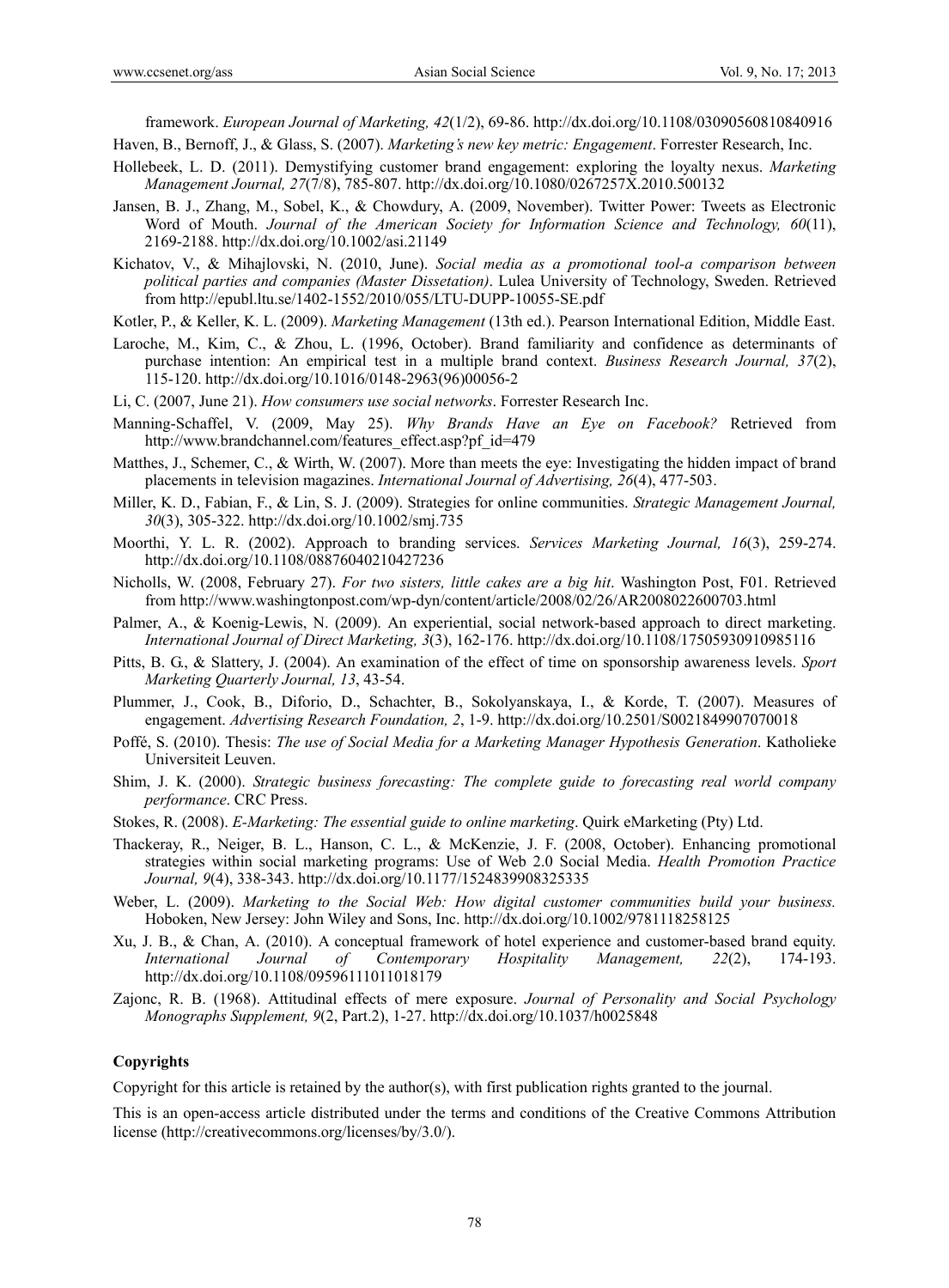framework. *European Journal of Marketing, 42*(1/2), 69-86. http://dx.doi.org/10.1108/03090560810840916

Haven, B., Bernoff, J., & Glass, S. (2007). *Marketing's new key metric: Engagement*. Forrester Research, Inc.

Hollebeek, L. D. (2011). Demystifying customer brand engagement: exploring the loyalty nexus. *Marketing Management Journal, 27*(7/8), 785-807. http://dx.doi.org/10.1080/0267257X.2010.500132

Jansen, B. J., Zhang, M., Sobel, K., & Chowdury, A. (2009, November). Twitter Power: Tweets as Electronic Word of Mouth. *Journal of the American Society for Information Science and Technology, 60*(11), 2169-2188. http://dx.doi.org/10.1002/asi.21149

Kichatov, V., & Mihajlovski, N. (2010, June). *Social media as a promotional tool-a comparison between political parties and companies (Master Dissetation)*. Lulea University of Technology, Sweden. Retrieved from http://epubl.ltu.se/1402-1552/2010/055/LTU-DUPP-10055-SE.pdf

Kotler, P., & Keller, K. L. (2009). *Marketing Management* (13th ed.). Pearson International Edition, Middle East.

Laroche, M., Kim, C., & Zhou, L. (1996, October). Brand familiarity and confidence as determinants of purchase intention: An empirical test in a multiple brand context. *Business Research Journal, 37*(2), 115-120. http://dx.doi.org/10.1016/0148-2963(96)00056-2

Li, C. (2007, June 21). *How consumers use social networks*. Forrester Research Inc.

Manning-Schaffel, V. (2009, May 25). *Why Brands Have an Eye on Facebook?* Retrieved from http://www.brandchannel.com/features_effect.asp?pf_id=479

Matthes, J., Schemer, C., & Wirth, W. (2007). More than meets the eye: Investigating the hidden impact of brand placements in television magazines. *International Journal of Advertising, 26*(4), 477-503.

Miller, K. D., Fabian, F., & Lin, S. J. (2009). Strategies for online communities. *Strategic Management Journal, 30*(3), 305-322. http://dx.doi.org/10.1002/smj.735

Moorthi, Y. L. R. (2002). Approach to branding services. *Services Marketing Journal, 16*(3), 259-274. http://dx.doi.org/10.1108/08876040210427236

Nicholls, W. (2008, February 27). *For two sisters, little cakes are a big hit*. Washington Post, F01. Retrieved from http://www.washingtonpost.com/wp-dyn/content/article/2008/02/26/AR2008022600703.html

Palmer, A., & Koenig-Lewis, N. (2009). An experiential, social network-based approach to direct marketing. *International Journal of Direct Marketing, 3*(3), 162-176. http://dx.doi.org/10.1108/17505930910985116

Pitts, B. G., & Slattery, J. (2004). An examination of the effect of time on sponsorship awareness levels. *Sport Marketing Quarterly Journal, 13*, 43-54.

Plummer, J., Cook, B., Diforio, D., Schachter, B., Sokolyanskaya, I., & Korde, T. (2007). Measures of engagement. *Advertising Research Foundation, 2*, 1-9. http://dx.doi.org/10.2501/S0021849907070018

Poffé, S. (2010). Thesis: *The use of Social Media for a Marketing Manager Hypothesis Generation*. Katholieke Universiteit Leuven.

Shim, J. K. (2000). *Strategic business forecasting: The complete guide to forecasting real world company performance*. CRC Press.

Stokes, R. (2008). *E-Marketing: The essential guide to online marketing*. Quirk eMarketing (Pty) Ltd.

Thackeray, R., Neiger, B. L., Hanson, C. L., & McKenzie, J. F. (2008, October). Enhancing promotional strategies within social marketing programs: Use of Web 2.0 Social Media. *Health Promotion Practice Journal, 9*(4), 338-343. http://dx.doi.org/10.1177/1524839908325335

Weber, L. (2009). *Marketing to the Social Web: How digital customer communities build your business.* Hoboken, New Jersey: John Wiley and Sons, Inc. http://dx.doi.org/10.1002/9781118258125

Xu, J. B., & Chan, A. (2010). A conceptual framework of hotel experience and customer-based brand equity. *International Journal of Contemporary Hospitality Management, 22*(2), 174-193. http://dx.doi.org/10.1108/09596111011018179

Zajonc, R. B. (1968). Attitudinal effects of mere exposure. *Journal of Personality and Social Psychology Monographs Supplement, 9*(2, Part.2), 1-27. http://dx.doi.org/10.1037/h0025848

**Copyrights**

Copyright for this article is retained by the author(s), with first publication rights granted to the journal.

This is an open-access article distributed under the terms and conditions of the Creative Commons Attribution license (http://creativecommons.org/licenses/by/3.0/).